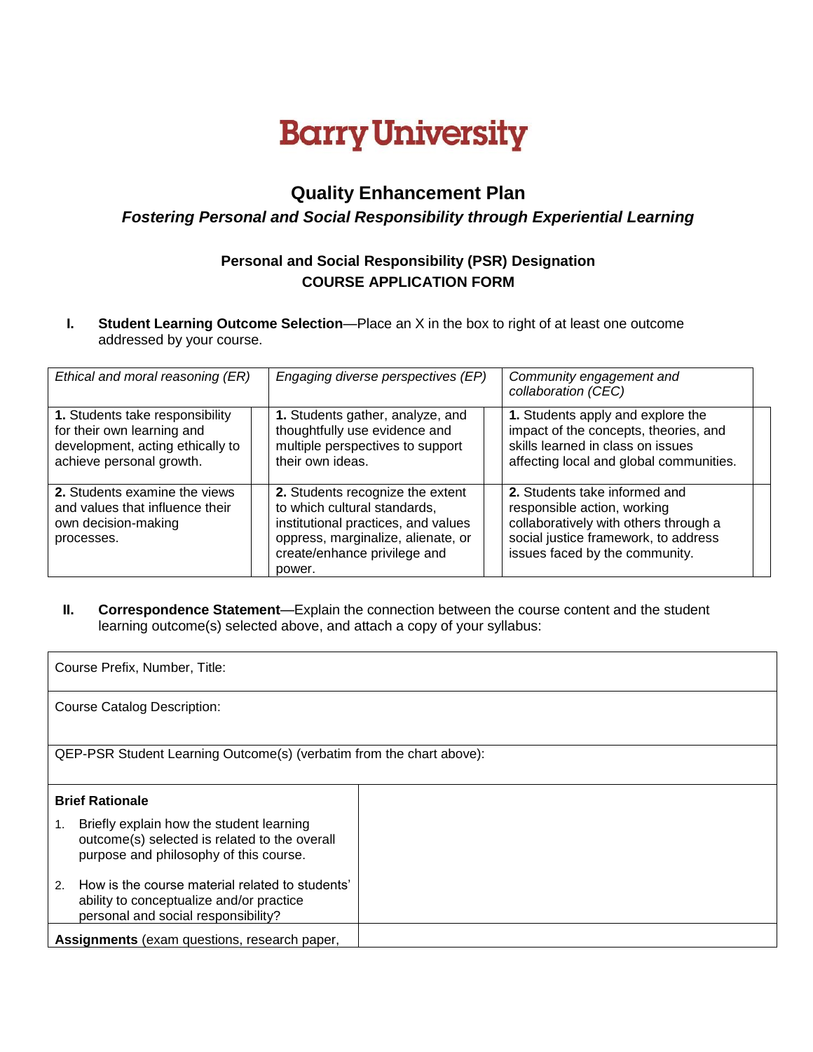# Barry University

## Quality Enhancement Plan

### *Fostering Personal and Social Responsibility through Experiential Learning*

**Personal and Social Responsibility (PSR) Designation**
**COURSE APPLICATION FORM**

**I. Student Learning Outcome Selection**—Place an X in the box to right of at least one outcome addressed by your course.

| *Ethical and moral reasoning (ER)* | | *Engaging diverse perspectives (EP)* | | *Community engagement and collaboration (CEC)* | |
|---|---|---|---|---|---|
| **1.** Students take responsibility for their own learning and development, acting ethically to achieve personal growth. | | **1.** Students gather, analyze, and thoughtfully use evidence and multiple perspectives to support their own ideas. | | **1.** Students apply and explore the impact of the concepts, theories, and skills learned in class on issues affecting local and global communities. | |
| **2.** Students examine the views and values that influence their own decision-making processes. | | **2.** Students recognize the extent to which cultural standards, institutional practices, and values oppress, marginalize, alienate, or create/enhance privilege and power. | | **2.** Students take informed and responsible action, working collaboratively with others through a social justice framework, to address issues faced by the community. | |

**II. Correspondence Statement**—Explain the connection between the course content and the student learning outcome(s) selected above, and attach a copy of your syllabus:

| Course Prefix, Number, Title: | |
|---|---|
| Course Catalog Description: | |
| QEP-PSR Student Learning Outcome(s) (verbatim from the chart above): | |
| **Brief Rationale**<br>1. Briefly explain how the student learning outcome(s) selected is related to the overall purpose and philosophy of this course.<br>2. How is the course material related to students' ability to conceptualize and/or practice personal and social responsibility? | |
| **Assignments** (exam questions, research paper, | |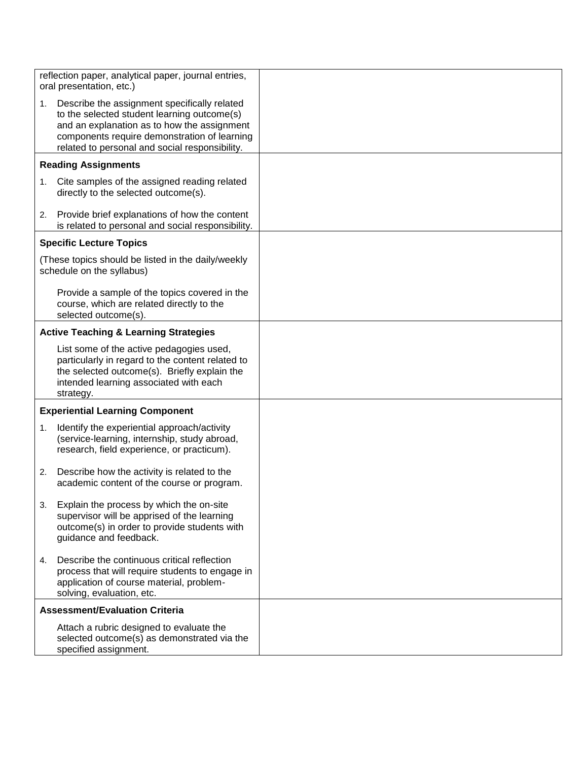| | |
|---|---|
| reflection paper, analytical paper, journal entries, oral presentation, etc.)<br><br>1. Describe the assignment specifically related to the selected student learning outcome(s) and an explanation as to how the assignment components require demonstration of learning related to personal and social responsibility. | |
| **Reading Assignments**<br><br>1. Cite samples of the assigned reading related directly to the selected outcome(s).<br><br>2. Provide brief explanations of how the content is related to personal and social responsibility. | |
| **Specific Lecture Topics**<br><br>(These topics should be listed in the daily/weekly schedule on the syllabus)<br><br>Provide a sample of the topics covered in the course, which are related directly to the selected outcome(s). | |
| **Active Teaching & Learning Strategies**<br><br>List some of the active pedagogies used, particularly in regard to the content related to the selected outcome(s). Briefly explain the intended learning associated with each strategy. | |
| **Experiential Learning Component**<br><br>1. Identify the experiential approach/activity (service-learning, internship, study abroad, research, field experience, or practicum).<br><br>2. Describe how the activity is related to the academic content of the course or program.<br><br>3. Explain the process by which the on-site supervisor will be apprised of the learning outcome(s) in order to provide students with guidance and feedback.<br><br>4. Describe the continuous critical reflection process that will require students to engage in application of course material, problem-solving, evaluation, etc. | |
| **Assessment/Evaluation Criteria**<br><br>Attach a rubric designed to evaluate the selected outcome(s) as demonstrated via the specified assignment. | |